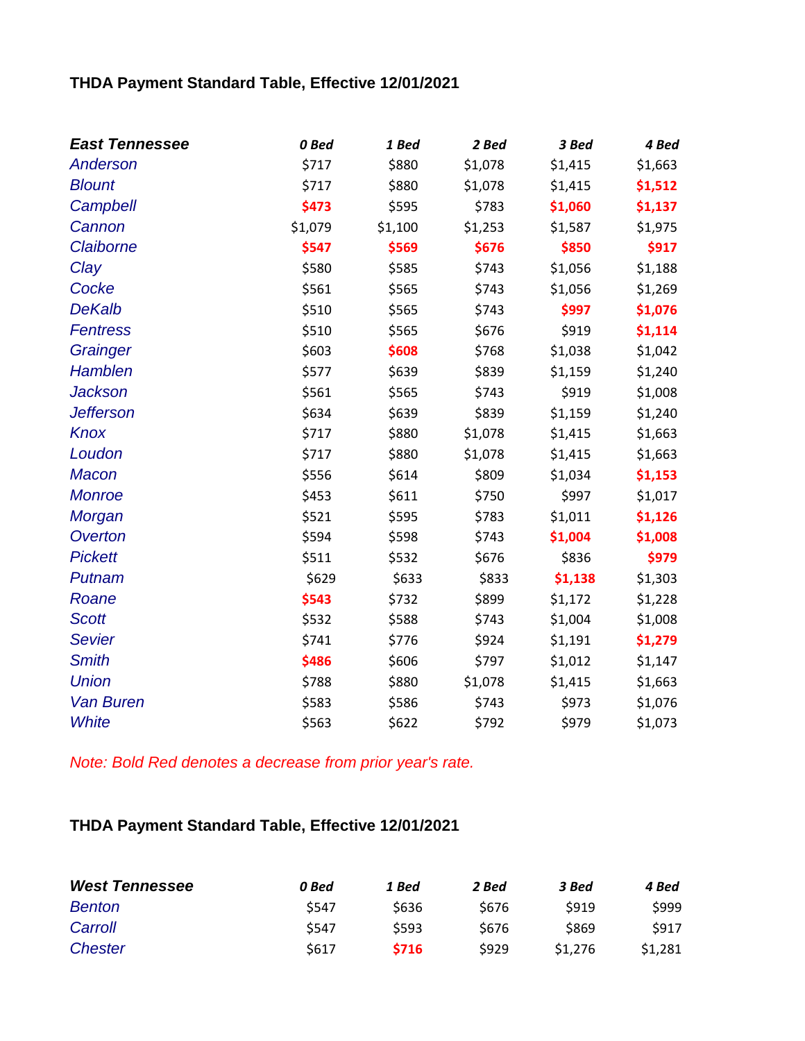## THDA Payment Standard Table, Effective 12/01/2021

| *East Tennessee* | *0 Bed* | *1 Bed* | *2 Bed* | *3 Bed* | *4 Bed* |
|---|---|---|---|---|---|
| *Anderson* | $717 | $880 | $1,078 | $1,415 | $1,663 |
| *Blount* | $717 | $880 | $1,078 | $1,415 | **$1,512** |
| *Campbell* | **$473** | $595 | $783 | **$1,060** | **$1,137** |
| *Cannon* | $1,079 | $1,100 | $1,253 | $1,587 | $1,975 |
| *Claiborne* | **$547** | **$569** | **$676** | **$850** | **$917** |
| *Clay* | $580 | $585 | $743 | $1,056 | $1,188 |
| *Cocke* | $561 | $565 | $743 | $1,056 | $1,269 |
| *DeKalb* | $510 | $565 | $743 | **$997** | **$1,076** |
| *Fentress* | $510 | $565 | $676 | $919 | **$1,114** |
| *Grainger* | $603 | **$608** | $768 | $1,038 | $1,042 |
| *Hamblen* | $577 | $639 | $839 | $1,159 | $1,240 |
| *Jackson* | $561 | $565 | $743 | $919 | $1,008 |
| *Jefferson* | $634 | $639 | $839 | $1,159 | $1,240 |
| *Knox* | $717 | $880 | $1,078 | $1,415 | $1,663 |
| *Loudon* | $717 | $880 | $1,078 | $1,415 | $1,663 |
| *Macon* | $556 | $614 | $809 | $1,034 | **$1,153** |
| *Monroe* | $453 | $611 | $750 | $997 | $1,017 |
| *Morgan* | $521 | $595 | $783 | $1,011 | **$1,126** |
| *Overton* | $594 | $598 | $743 | **$1,004** | **$1,008** |
| *Pickett* | $511 | $532 | $676 | $836 | **$979** |
| *Putnam* | $629 | $633 | $833 | **$1,138** | $1,303 |
| *Roane* | **$543** | $732 | $899 | $1,172 | $1,228 |
| *Scott* | $532 | $588 | $743 | $1,004 | $1,008 |
| *Sevier* | $741 | $776 | $924 | $1,191 | **$1,279** |
| *Smith* | **$486** | $606 | $797 | $1,012 | $1,147 |
| *Union* | $788 | $880 | $1,078 | $1,415 | $1,663 |
| *Van Buren* | $583 | $586 | $743 | $973 | $1,076 |
| *White* | $563 | $622 | $792 | $979 | $1,073 |

*Note: Bold Red denotes a decrease from prior year's rate.*

## THDA Payment Standard Table, Effective 12/01/2021

| *West Tennessee* | *0 Bed* | *1 Bed* | *2 Bed* | *3 Bed* | *4 Bed* |
|---|---|---|---|---|---|
| *Benton* | $547 | $636 | $676 | $919 | $999 |
| *Carroll* | $547 | $593 | $676 | $869 | $917 |
| *Chester* | $617 | **$716** | $929 | $1,276 | $1,281 |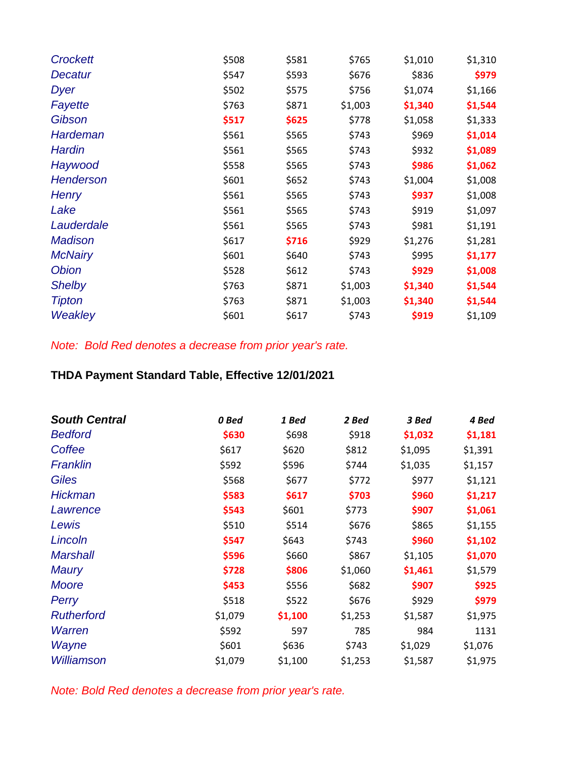| | | | | | |
|---|---|---|---|---|---|
| *Crockett* | $508 | $581 | $765 | $1,010 | $1,310 |
| *Decatur* | $547 | $593 | $676 | $836 | **$979** |
| *Dyer* | $502 | $575 | $756 | $1,074 | $1,166 |
| *Fayette* | $763 | $871 | $1,003 | **$1,340** | **$1,544** |
| *Gibson* | **$517** | **$625** | $778 | $1,058 | $1,333 |
| *Hardeman* | $561 | $565 | $743 | $969 | **$1,014** |
| *Hardin* | $561 | $565 | $743 | $932 | **$1,089** |
| *Haywood* | $558 | $565 | $743 | **$986** | **$1,062** |
| *Henderson* | $601 | $652 | $743 | $1,004 | $1,008 |
| *Henry* | $561 | $565 | $743 | **$937** | $1,008 |
| *Lake* | $561 | $565 | $743 | $919 | $1,097 |
| *Lauderdale* | $561 | $565 | $743 | $981 | $1,191 |
| *Madison* | $617 | **$716** | $929 | $1,276 | $1,281 |
| *McNairy* | $601 | $640 | $743 | $995 | **$1,177** |
| *Obion* | $528 | $612 | $743 | **$929** | **$1,008** |
| *Shelby* | $763 | $871 | $1,003 | **$1,340** | **$1,544** |
| *Tipton* | $763 | $871 | $1,003 | **$1,340** | **$1,544** |
| *Weakley* | $601 | $617 | $743 | **$919** | $1,109 |

*Note: Bold Red denotes a decrease from prior year's rate.*

**THDA Payment Standard Table, Effective 12/01/2021**

| ***South Central*** | ***0 Bed*** | ***1 Bed*** | ***2 Bed*** | ***3 Bed*** | ***4 Bed*** |
|---|---|---|---|---|---|
| *Bedford* | **$630** | $698 | $918 | **$1,032** | **$1,181** |
| *Coffee* | $617 | $620 | $812 | $1,095 | $1,391 |
| *Franklin* | $592 | $596 | $744 | $1,035 | $1,157 |
| *Giles* | $568 | $677 | $772 | $977 | $1,121 |
| *Hickman* | **$583** | **$617** | **$703** | **$960** | **$1,217** |
| *Lawrence* | **$543** | $601 | $773 | **$907** | **$1,061** |
| *Lewis* | $510 | $514 | $676 | $865 | $1,155 |
| *Lincoln* | **$547** | $643 | $743 | **$960** | **$1,102** |
| *Marshall* | **$596** | $660 | $867 | $1,105 | **$1,070** |
| *Maury* | **$728** | **$806** | $1,060 | **$1,461** | $1,579 |
| *Moore* | **$453** | $556 | $682 | **$907** | **$925** |
| *Perry* | $518 | $522 | $676 | $929 | **$979** |
| *Rutherford* | $1,079 | **$1,100** | $1,253 | $1,587 | $1,975 |
| *Warren* | $592 | 597 | 785 | 984 | 1131 |
| *Wayne* | $601 | $636 | $743 | $1,029 | $1,076 |
| *Williamson* | $1,079 | $1,100 | $1,253 | $1,587 | $1,975 |

*Note: Bold Red denotes a decrease from prior year's rate.*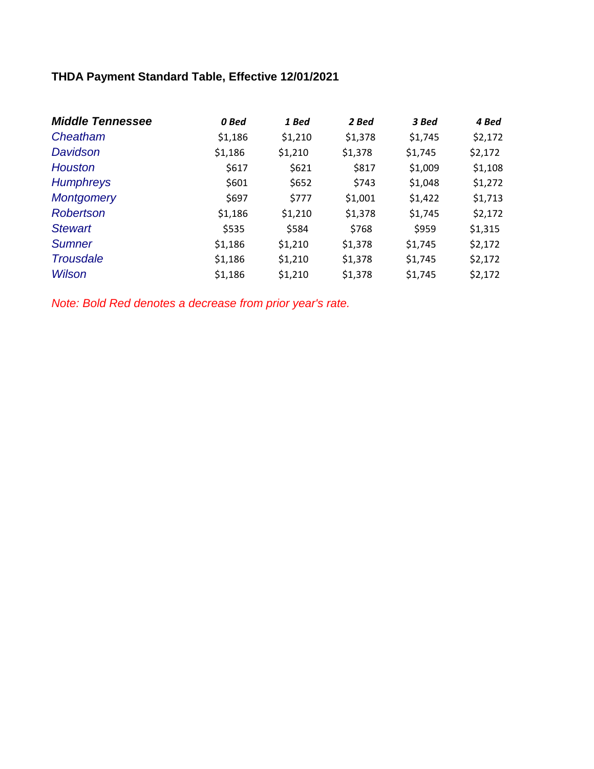**THDA Payment Standard Table, Effective 12/01/2021**

| ***Middle Tennessee*** | ***0 Bed*** | ***1 Bed*** | ***2 Bed*** | ***3 Bed*** | ***4 Bed*** |
|---|---|---|---|---|---|
| *Cheatham* | $1,186 | $1,210 | $1,378 | $1,745 | $2,172 |
| *Davidson* | $1,186 | $1,210 | $1,378 | $1,745 | $2,172 |
| *Houston* | $617 | $621 | $817 | $1,009 | $1,108 |
| *Humphreys* | $601 | $652 | $743 | $1,048 | $1,272 |
| *Montgomery* | $697 | $777 | $1,001 | $1,422 | $1,713 |
| *Robertson* | $1,186 | $1,210 | $1,378 | $1,745 | $2,172 |
| *Stewart* | $535 | $584 | $768 | $959 | $1,315 |
| *Sumner* | $1,186 | $1,210 | $1,378 | $1,745 | $2,172 |
| *Trousdale* | $1,186 | $1,210 | $1,378 | $1,745 | $2,172 |
| *Wilson* | $1,186 | $1,210 | $1,378 | $1,745 | $2,172 |

*Note: Bold Red denotes a decrease from prior year's rate.*